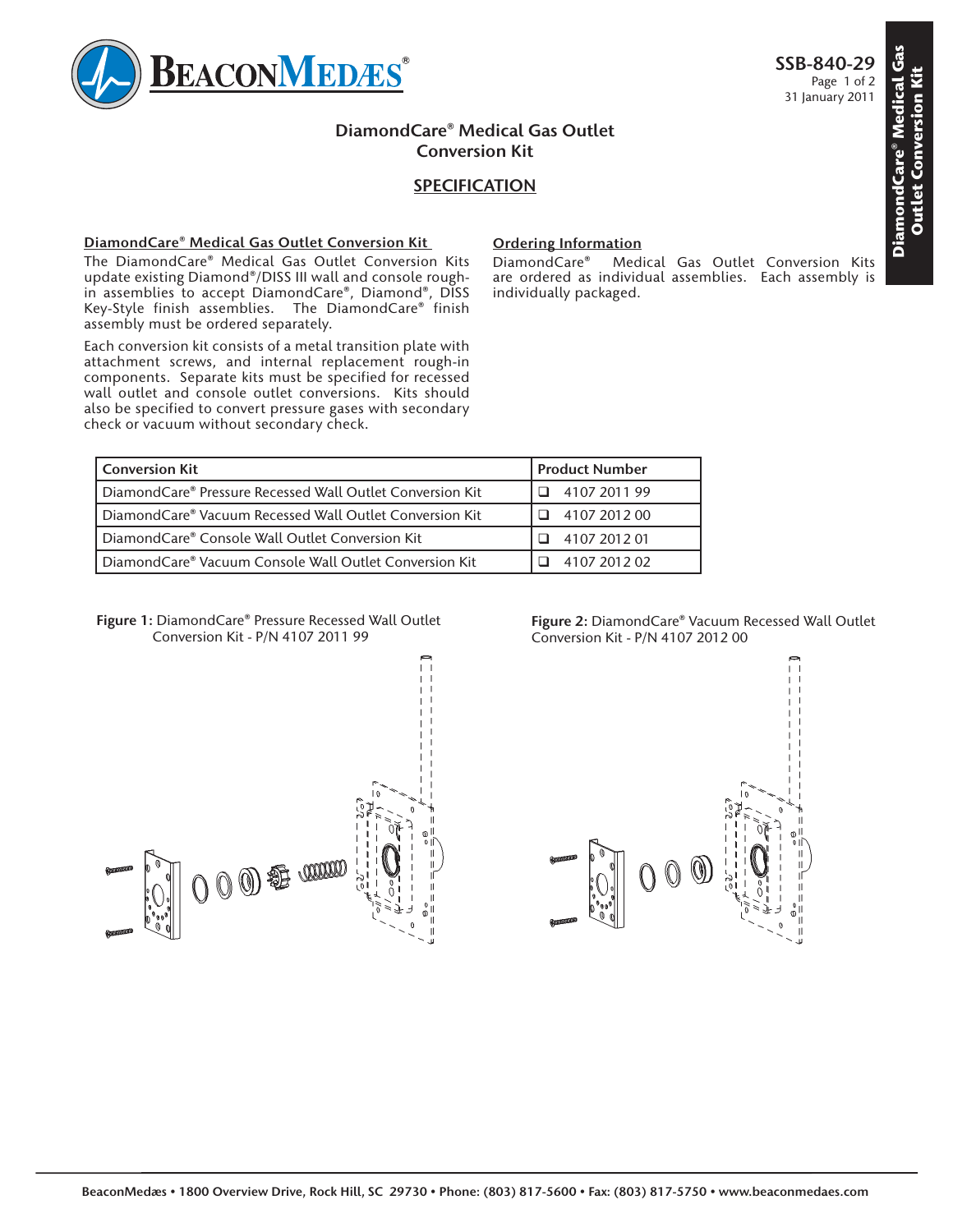# DiamondCare® Medical Gas Outlet Conversion Kit

## SPECIFICATION

### DiamondCare® Medical Gas Outlet Conversion Kit

The DiamondCare® Medical Gas Outlet Conversion Kits update existing Diamond®/DISS III wall and console rough-in assemblies to accept DiamondCare®, Diamond®, DISS Key-Style finish assemblies. The DiamondCare® finish assembly must be ordered separately.

Each conversion kit consists of a metal transition plate with attachment screws, and internal replacement rough-in components. Separate kits must be specified for recessed wall outlet and console outlet conversions. Kits should also be specified to convert pressure gases with secondary check or vacuum without secondary check.

### Ordering Information

DiamondCare® Medical Gas Outlet Conversion Kits are ordered as individual assemblies. Each assembly is individually packaged.

| Conversion Kit | Product Number |
|---|---|
| DiamondCare® Pressure Recessed Wall Outlet Conversion Kit | ❑ 4107 2011 99 |
| DiamondCare® Vacuum Recessed Wall Outlet Conversion Kit | ❑ 4107 2012 00 |
| DiamondCare® Console Wall Outlet Conversion Kit | ❑ 4107 2012 01 |
| DiamondCare® Vacuum Console Wall Outlet Conversion Kit | ❑ 4107 2012 02 |

**Figure 1:** DiamondCare® Pressure Recessed Wall Outlet Conversion Kit - P/N 4107 2011 99

**Figure 2:** DiamondCare® Vacuum Recessed Wall Outlet Conversion Kit - P/N 4107 2012 00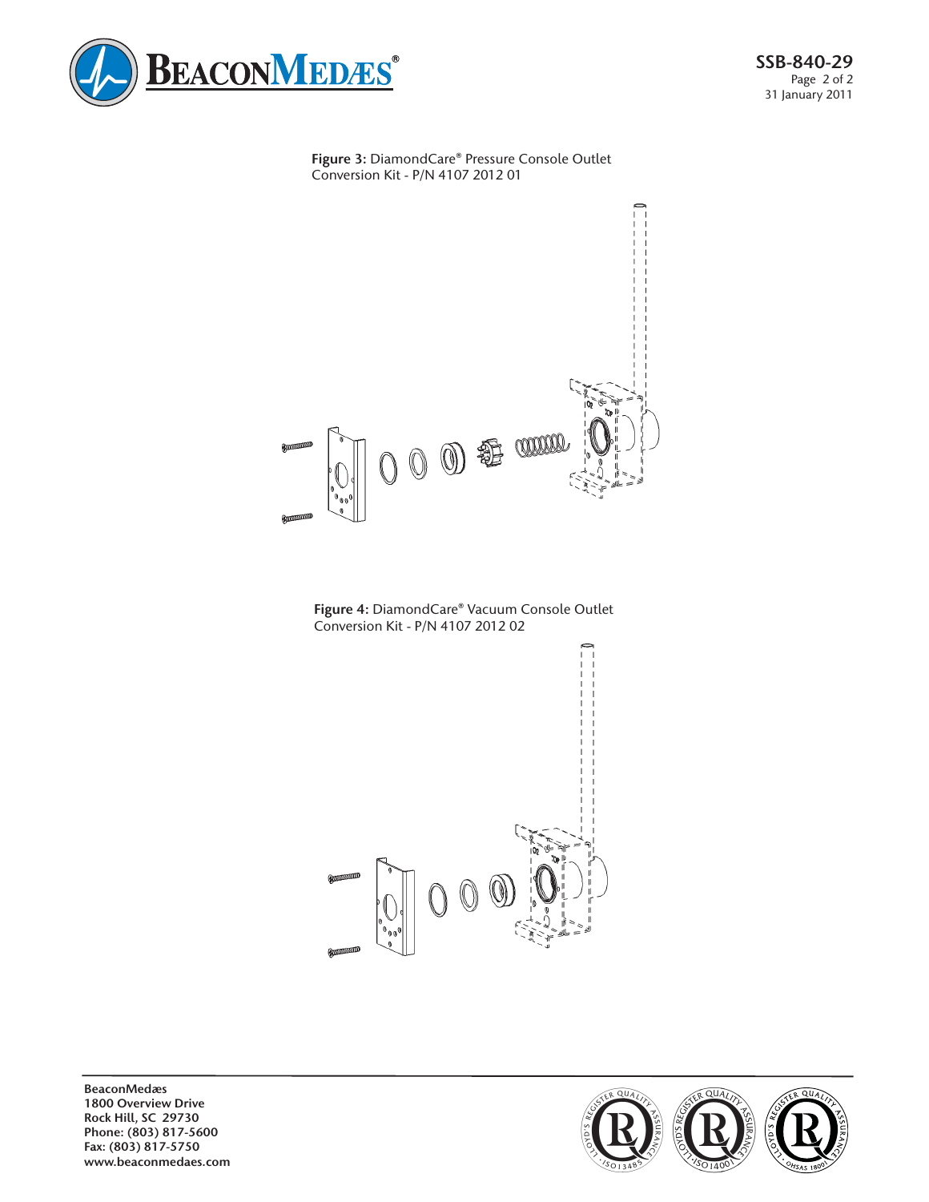**Figure 3:** DiamondCare® Pressure Console Outlet Conversion Kit - P/N 4107 2012 01

**Figure 4:** DiamondCare® Vacuum Console Outlet Conversion Kit - P/N 4107 2012 02

**BeaconMedæs**
**1800 Overview Drive**
**Rock Hill, SC 29730**
**Phone: (803) 817-5600**
**Fax: (803) 817-5750**
**www.beaconmedaes.com**